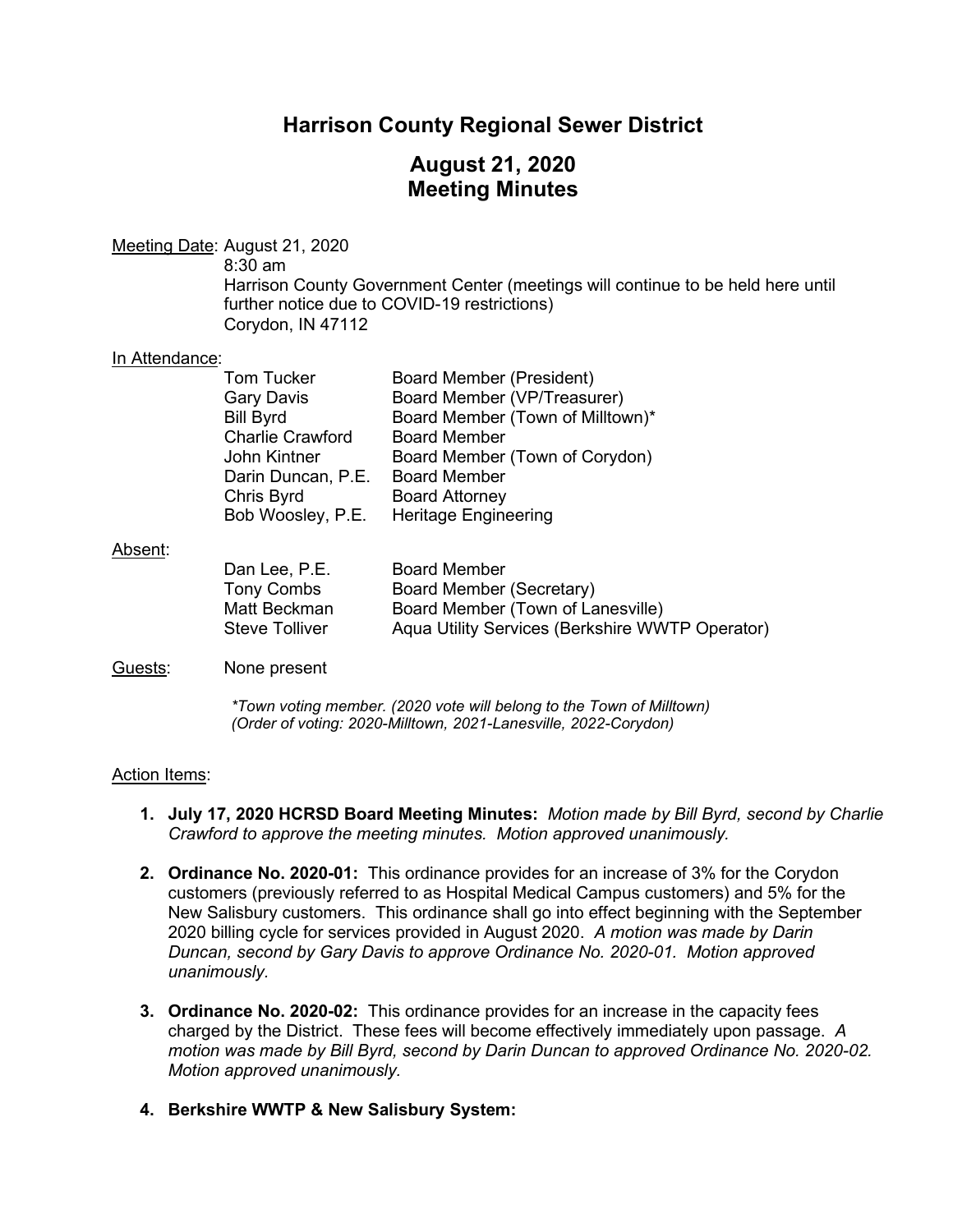# Harrison County Regional Sewer District

## August 21, 2020
## Meeting Minutes

Meeting Date: August 21, 2020
8:30 am
Harrison County Government Center (meetings will continue to be held here until further notice due to COVID-19 restrictions)
Corydon, IN 47112

In Attendance:

| | |
|---|---|
| Tom Tucker | Board Member (President) |
| Gary Davis | Board Member (VP/Treasurer) |
| Bill Byrd | Board Member (Town of Milltown)* |
| Charlie Crawford | Board Member |
| John Kintner | Board Member (Town of Corydon) |
| Darin Duncan, P.E. | Board Member |
| Chris Byrd | Board Attorney |
| Bob Woosley, P.E. | Heritage Engineering |

Absent:

| | |
|---|---|
| Dan Lee, P.E. | Board Member |
| Tony Combs | Board Member (Secretary) |
| Matt Beckman | Board Member (Town of Lanesville) |
| Steve Tolliver | Aqua Utility Services (Berkshire WWTP Operator) |

Guests: None present

*\*Town voting member. (2020 vote will belong to the Town of Milltown)*
*(Order of voting: 2020-Milltown, 2021-Lanesville, 2022-Corydon)*

Action Items:

1. **July 17, 2020 HCRSD Board Meeting Minutes:** *Motion made by Bill Byrd, second by Charlie Crawford to approve the meeting minutes. Motion approved unanimously.*

2. **Ordinance No. 2020-01:** This ordinance provides for an increase of 3% for the Corydon customers (previously referred to as Hospital Medical Campus customers) and 5% for the New Salisbury customers. This ordinance shall go into effect beginning with the September 2020 billing cycle for services provided in August 2020. *A motion was made by Darin Duncan, second by Gary Davis to approve Ordinance No. 2020-01. Motion approved unanimously.*

3. **Ordinance No. 2020-02:** This ordinance provides for an increase in the capacity fees charged by the District. These fees will become effectively immediately upon passage. *A motion was made by Bill Byrd, second by Darin Duncan to approved Ordinance No. 2020-02. Motion approved unanimously.*

4. **Berkshire WWTP & New Salisbury System:**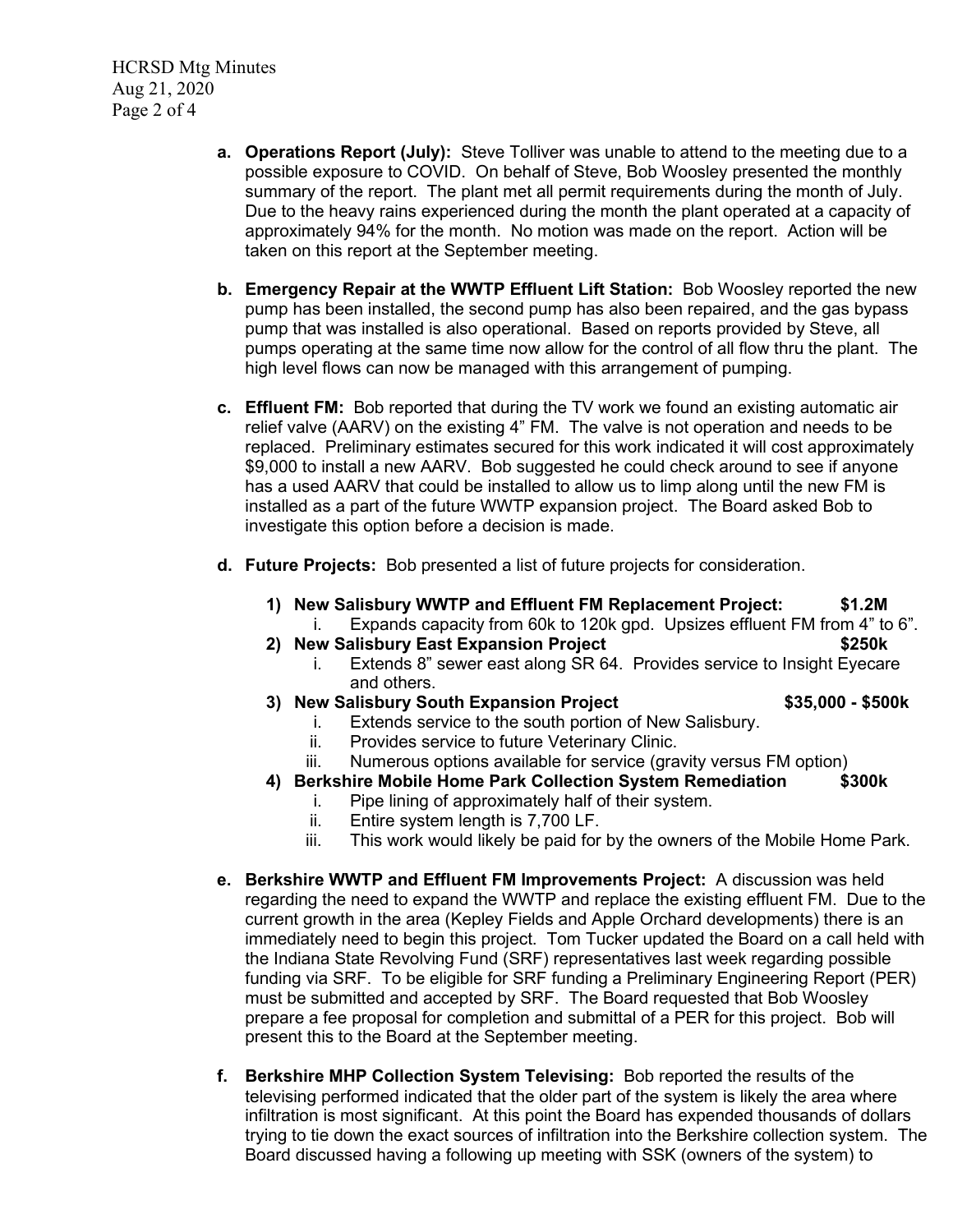a. **Operations Report (July):** Steve Tolliver was unable to attend to the meeting due to a possible exposure to COVID. On behalf of Steve, Bob Woosley presented the monthly summary of the report. The plant met all permit requirements during the month of July. Due to the heavy rains experienced during the month the plant operated at a capacity of approximately 94% for the month. No motion was made on the report. Action will be taken on this report at the September meeting.

b. **Emergency Repair at the WWTP Effluent Lift Station:** Bob Woosley reported the new pump has been installed, the second pump has also been repaired, and the gas bypass pump that was installed is also operational. Based on reports provided by Steve, all pumps operating at the same time now allow for the control of all flow thru the plant. The high level flows can now be managed with this arrangement of pumping.

c. **Effluent FM:** Bob reported that during the TV work we found an existing automatic air relief valve (AARV) on the existing 4" FM. The valve is not operation and needs to be replaced. Preliminary estimates secured for this work indicated it will cost approximately $9,000 to install a new AARV. Bob suggested he could check around to see if anyone has a used AARV that could be installed to allow us to limp along until the new FM is installed as a part of the future WWTP expansion project. The Board asked Bob to investigate this option before a decision is made.

d. **Future Projects:** Bob presented a list of future projects for consideration.

   1) **New Salisbury WWTP and Effluent FM Replacement Project: $1.2M**
      i. Expands capacity from 60k to 120k gpd. Upsizes effluent FM from 4" to 6".
   2) **New Salisbury East Expansion Project $250k**
      i. Extends 8" sewer east along SR 64. Provides service to Insight Eyecare and others.
   3) **New Salisbury South Expansion Project $35,000 - $500k**
      i. Extends service to the south portion of New Salisbury.
      ii. Provides service to future Veterinary Clinic.
      iii. Numerous options available for service (gravity versus FM option)
   4) **Berkshire Mobile Home Park Collection System Remediation $300k**
      i. Pipe lining of approximately half of their system.
      ii. Entire system length is 7,700 LF.
      iii. This work would likely be paid for by the owners of the Mobile Home Park.

e. **Berkshire WWTP and Effluent FM Improvements Project:** A discussion was held regarding the need to expand the WWTP and replace the existing effluent FM. Due to the current growth in the area (Kepley Fields and Apple Orchard developments) there is an immediately need to begin this project. Tom Tucker updated the Board on a call held with the Indiana State Revolving Fund (SRF) representatives last week regarding possible funding via SRF. To be eligible for SRF funding a Preliminary Engineering Report (PER) must be submitted and accepted by SRF. The Board requested that Bob Woosley prepare a fee proposal for completion and submittal of a PER for this project. Bob will present this to the Board at the September meeting.

f. **Berkshire MHP Collection System Televising:** Bob reported the results of the televising performed indicated that the older part of the system is likely the area where infiltration is most significant. At this point the Board has expended thousands of dollars trying to tie down the exact sources of infiltration into the Berkshire collection system. The Board discussed having a following up meeting with SSK (owners of the system) to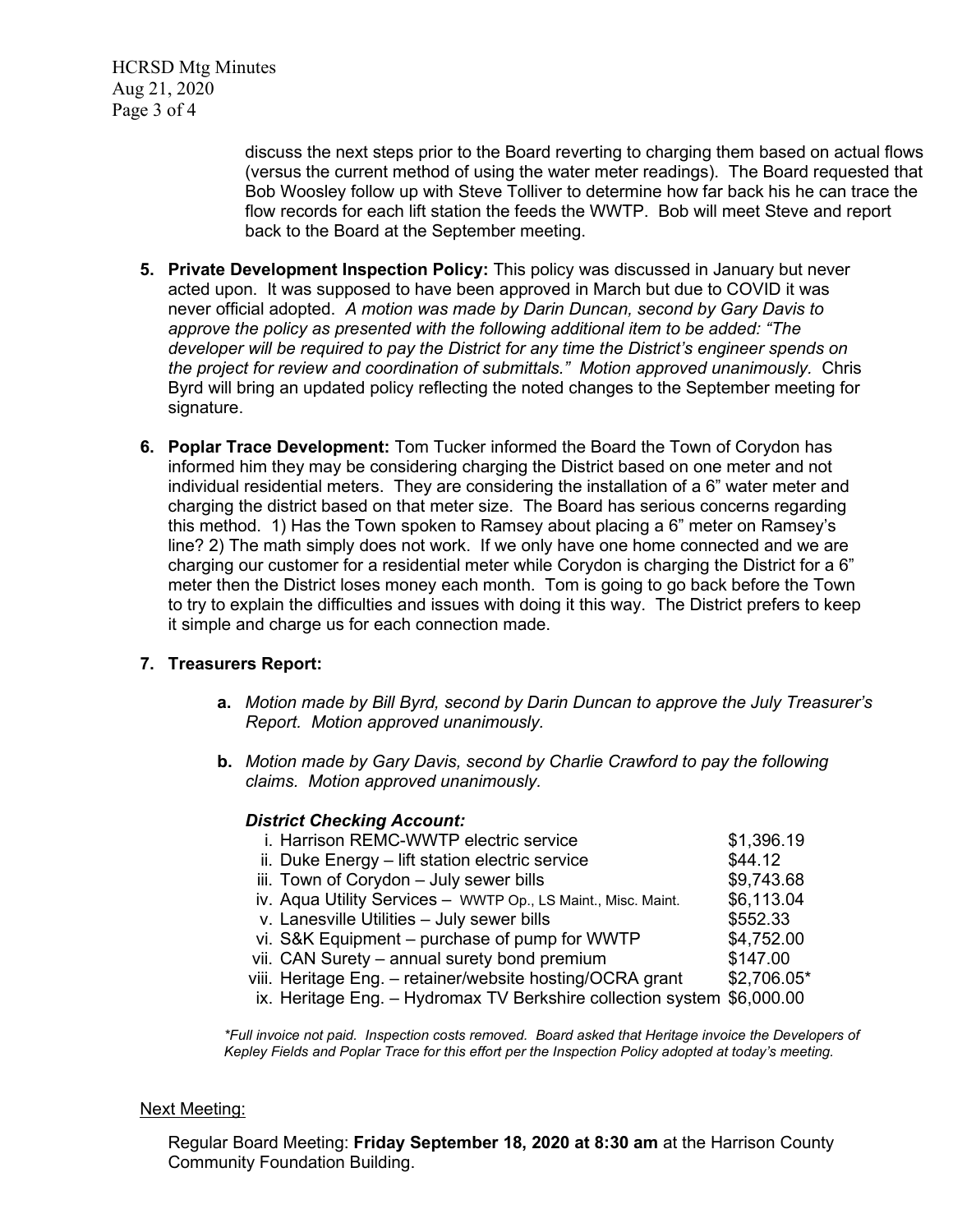discuss the next steps prior to the Board reverting to charging them based on actual flows (versus the current method of using the water meter readings). The Board requested that Bob Woosley follow up with Steve Tolliver to determine how far back his he can trace the flow records for each lift station the feeds the WWTP. Bob will meet Steve and report back to the Board at the September meeting.

5. **Private Development Inspection Policy:** This policy was discussed in January but never acted upon. It was supposed to have been approved in March but due to COVID it was never official adopted. *A motion was made by Darin Duncan, second by Gary Davis to approve the policy as presented with the following additional item to be added: "The developer will be required to pay the District for any time the District's engineer spends on the project for review and coordination of submittals." Motion approved unanimously.* Chris Byrd will bring an updated policy reflecting the noted changes to the September meeting for signature.

6. **Poplar Trace Development:** Tom Tucker informed the Board the Town of Corydon has informed him they may be considering charging the District based on one meter and not individual residential meters. They are considering the installation of a 6" water meter and charging the district based on that meter size. The Board has serious concerns regarding this method. 1) Has the Town spoken to Ramsey about placing a 6" meter on Ramsey's line? 2) The math simply does not work. If we only have one home connected and we are charging our customer for a residential meter while Corydon is charging the District for a 6" meter then the District loses money each month. Tom is going to go back before the Town to try to explain the difficulties and issues with doing it this way. The District prefers to keep it simple and charge us for each connection made.

7. **Treasurers Report:**

   a. *Motion made by Bill Byrd, second by Darin Duncan to approve the July Treasurer's Report. Motion approved unanimously.*

   b. *Motion made by Gary Davis, second by Charlie Crawford to pay the following claims. Motion approved unanimously.*

   ***District Checking Account:***

   | | |
   |---|---|
   | i. Harrison REMC-WWTP electric service | $1,396.19 |
   | ii. Duke Energy – lift station electric service | $44.12 |
   | iii. Town of Corydon – July sewer bills | $9,743.68 |
   | iv. Aqua Utility Services – WWTP Op., LS Maint., Misc. Maint. | $6,113.04 |
   | v. Lanesville Utilities – July sewer bills | $552.33 |
   | vi. S&K Equipment – purchase of pump for WWTP | $4,752.00 |
   | vii. CAN Surety – annual surety bond premium | $147.00 |
   | viii. Heritage Eng. – retainer/website hosting/OCRA grant | $2,706.05* |
   | ix. Heritage Eng. – Hydromax TV Berkshire collection system | $6,000.00 |

   *\*Full invoice not paid. Inspection costs removed. Board asked that Heritage invoice the Developers of Kepley Fields and Poplar Trace for this effort per the Inspection Policy adopted at today's meeting.*

Next Meeting:

Regular Board Meeting: **Friday September 18, 2020 at 8:30 am** at the Harrison County Community Foundation Building.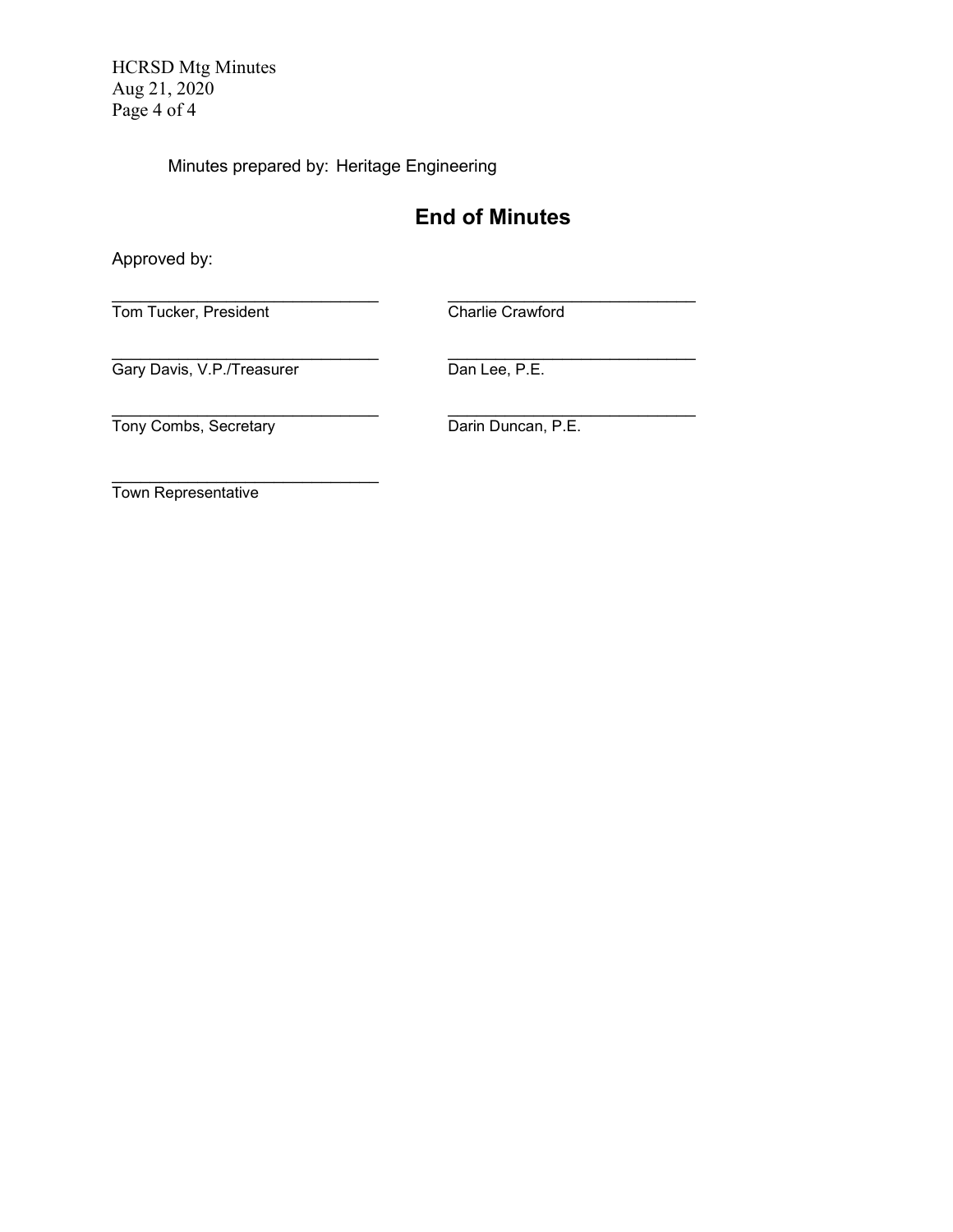Minutes prepared by: Heritage Engineering

## End of Minutes

Approved by:

| | |
|---|---|
| _____________________________ | _____________________________ |
| Tom Tucker, President | Charlie Crawford |
| _____________________________ | _____________________________ |
| Gary Davis, V.P./Treasurer | Dan Lee, P.E. |
| _____________________________ | _____________________________ |
| Tony Combs, Secretary | Darin Duncan, P.E. |
| _____________________________ | |
| Town Representative | |